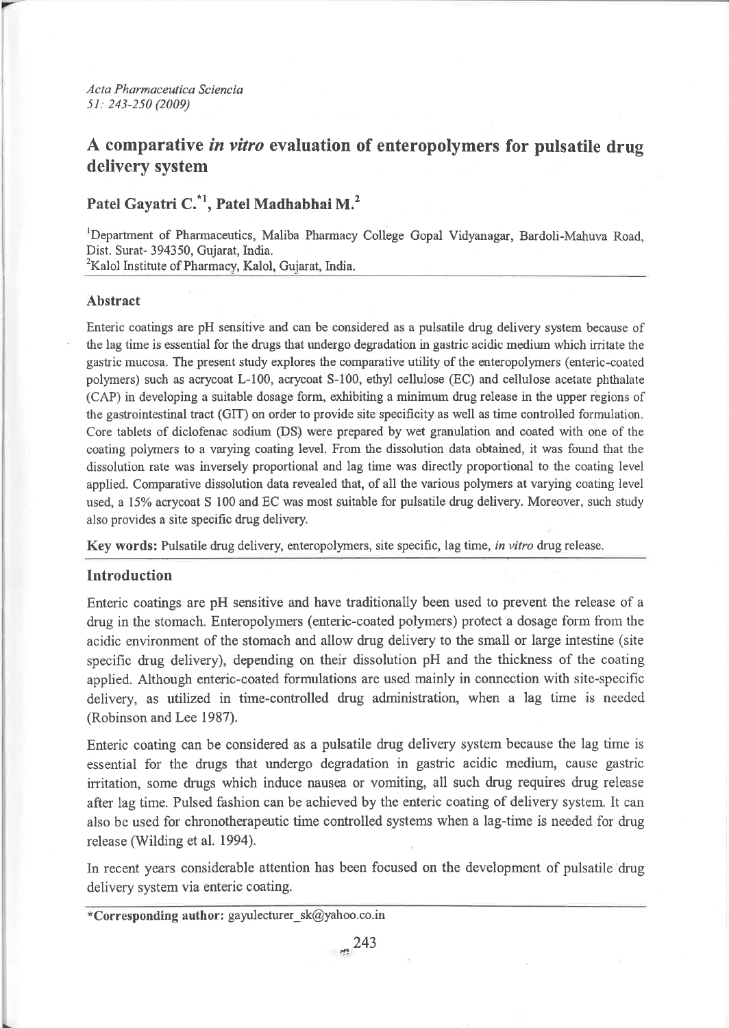# A comparative *in vitro* evaluation of enteropolymers for pulsatile drug delivery system

## Patel Gayatri C.[*1], Patel Madhabhai M.[2]

[1]Department of Pharmaceutics, Maliba Pharmacy College Gopal Vidyanagar, Bardoli-Mahuva Road, Dist. Surat- 394350, Gujarat, India.
[2]Kalol Institute of Pharmacy, Kalol, Gujarat, India.

### Abstract

Enteric coatings are pH sensitive and can be considered as a pulsatile drug delivery system because of the lag time is essential for the drugs that undergo degradation in gastric acidic medium which irritate the gastric mucosa. The present study explores the comparative utility of the enteropolymers (enteric-coated polymers) such as acrycoat L-100, acrycoat S-100, ethyl cellulose (EC) and cellulose acetate phthalate (CAP) in developing a suitable dosage form, exhibiting a minimum drug release in the upper regions of the gastrointestinal tract (GIT) on order to provide site specificity as well as time controlled formulation. Core tablets of diclofenac sodium (DS) were prepared by wet granulation and coated with one of the coating polymers to a varying coating level. From the dissolution data obtained, it was found that the dissolution rate was inversely proportional and lag time was directly proportional to the coating level applied. Comparative dissolution data revealed that, of all the various polymers at varying coating level used, a 15% acrycoat S 100 and EC was most suitable for pulsatile drug delivery. Moreover, such study also provides a site specific drug delivery.

**Key words:** Pulsatile drug delivery, enteropolymers, site specific, lag time, *in vitro* drug release.

### Introduction

Enteric coatings are pH sensitive and have traditionally been used to prevent the release of a drug in the stomach. Enteropolymers (enteric-coated polymers) protect a dosage form from the acidic environment of the stomach and allow drug delivery to the small or large intestine (site specific drug delivery), depending on their dissolution pH and the thickness of the coating applied. Although enteric-coated formulations are used mainly in connection with site-specific delivery, as utilized in time-controlled drug administration, when a lag time is needed (Robinson and Lee 1987).

Enteric coating can be considered as a pulsatile drug delivery system because the lag time is essential for the drugs that undergo degradation in gastric acidic medium, cause gastric irritation, some drugs which induce nausea or vomiting, all such drug requires drug release after lag time. Pulsed fashion can be achieved by the enteric coating of delivery system. It can also be used for chronotherapeutic time controlled systems when a lag-time is needed for drug release (Wilding et al. 1994).

In recent years considerable attention has been focused on the development of pulsatile drug delivery system via enteric coating.

*Corresponding author: gayulecturer_sk@yahoo.co.in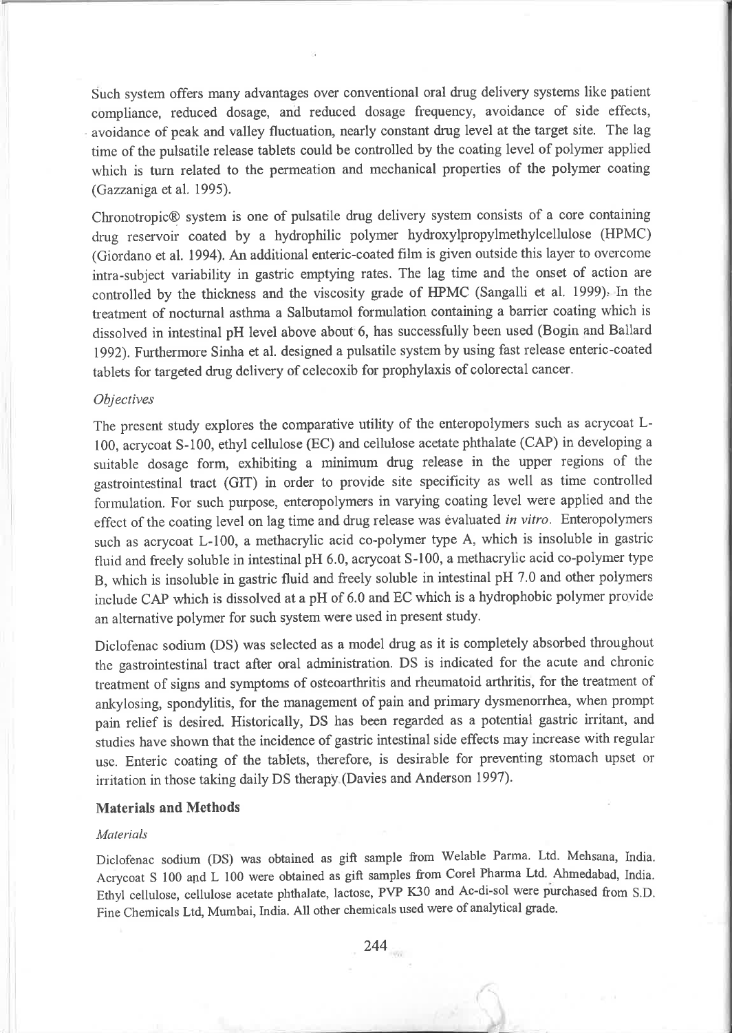Such system offers many advantages over conventional oral drug delivery systems like patient compliance, reduced dosage, and reduced dosage frequency, avoidance of side effects, avoidance of peak and valley fluctuation, nearly constant drug level at the target site. The lag time of the pulsatile release tablets could be controlled by the coating level of polymer applied which is turn related to the permeation and mechanical properties of the polymer coating (Gazzaniga et al. 1995).

Chronotropic® system is one of pulsatile drug delivery system consists of a core containing drug reservoir coated by a hydrophilic polymer hydroxylpropylmethylcellulose (HPMC) (Giordano et al. 1994). An additional enteric-coated film is given outside this layer to overcome intra-subject variability in gastric emptying rates. The lag time and the onset of action are controlled by the thickness and the viscosity grade of HPMC (Sangalli et al. 1999). In the treatment of nocturnal asthma a Salbutamol formulation containing a barrier coating which is dissolved in intestinal pH level above about 6, has successfully been used (Bogin and Ballard 1992). Furthermore Sinha et al. designed a pulsatile system by using fast release enteric-coated tablets for targeted drug delivery of celecoxib for prophylaxis of colorectal cancer.

*Objectives*

The present study explores the comparative utility of the enteropolymers such as acrycoat L-100, acrycoat S-100, ethyl cellulose (EC) and cellulose acetate phthalate (CAP) in developing a suitable dosage form, exhibiting a minimum drug release in the upper regions of the gastrointestinal tract (GIT) in order to provide site specificity as well as time controlled formulation. For such purpose, enteropolymers in varying coating level were applied and the effect of the coating level on lag time and drug release was evaluated *in vitro*. Enteropolymers such as acrycoat L-100, a methacrylic acid co-polymer type A, which is insoluble in gastric fluid and freely soluble in intestinal pH 6.0, acrycoat S-100, a methacrylic acid co-polymer type B, which is insoluble in gastric fluid and freely soluble in intestinal pH 7.0 and other polymers include CAP which is dissolved at a pH of 6.0 and EC which is a hydrophobic polymer provide an alternative polymer for such system were used in present study.

Diclofenac sodium (DS) was selected as a model drug as it is completely absorbed throughout the gastrointestinal tract after oral administration. DS is indicated for the acute and chronic treatment of signs and symptoms of osteoarthritis and rheumatoid arthritis, for the treatment of ankylosing, spondylitis, for the management of pain and primary dysmenorrhea, when prompt pain relief is desired. Historically, DS has been regarded as a potential gastric irritant, and studies have shown that the incidence of gastric intestinal side effects may increase with regular use. Enteric coating of the tablets, therefore, is desirable for preventing stomach upset or irritation in those taking daily DS therapy (Davies and Anderson 1997).

## Materials and Methods

*Materials*

Diclofenac sodium (DS) was obtained as gift sample from Welable Parma. Ltd. Mehsana, India. Acrycoat S 100 and L 100 were obtained as gift samples from Corel Pharma Ltd. Ahmedabad, India. Ethyl cellulose, cellulose acetate phthalate, lactose, PVP K30 and Ac-di-sol were purchased from S.D. Fine Chemicals Ltd, Mumbai, India. All other chemicals used were of analytical grade.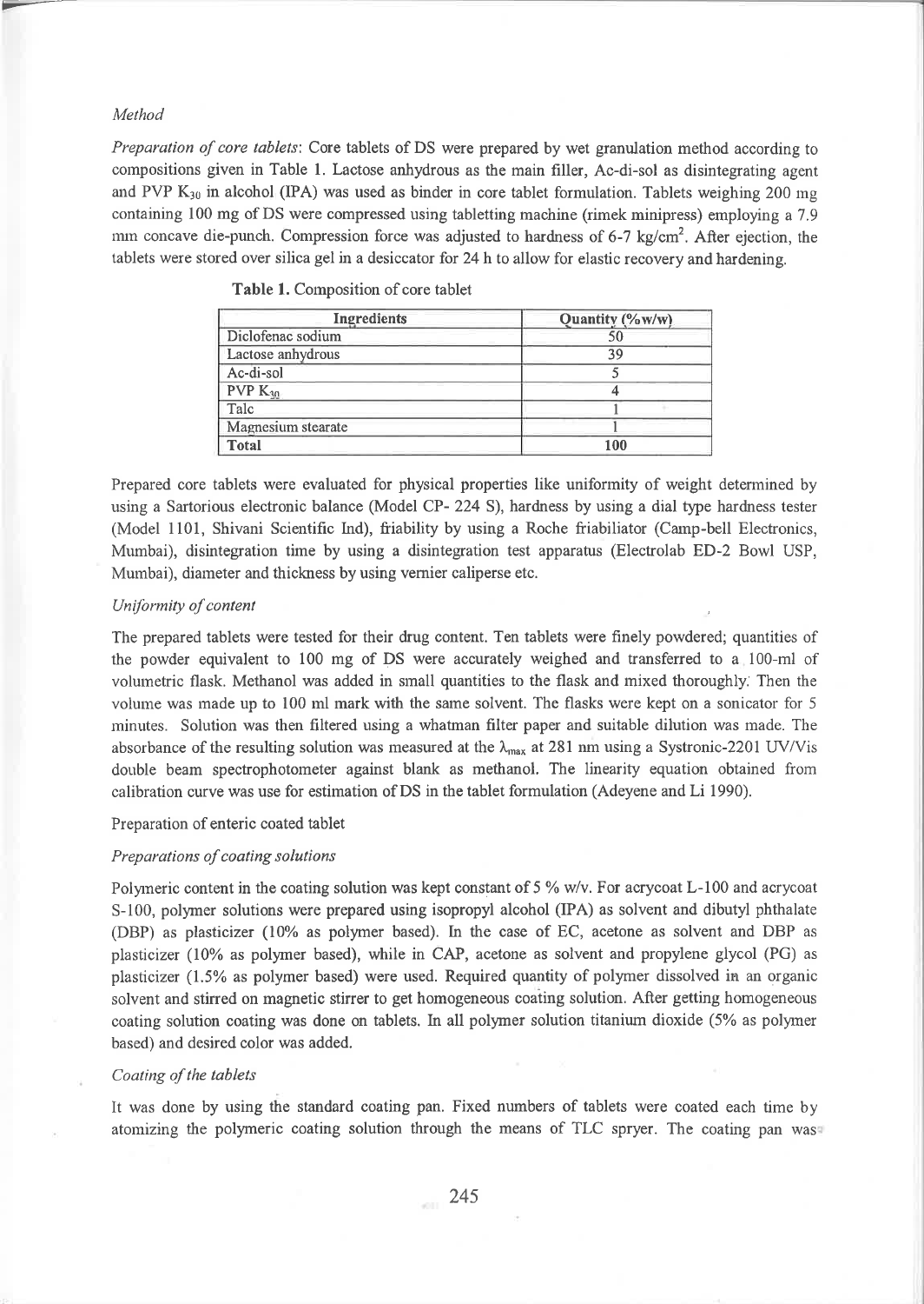*Method*

*Preparation of core tablets*: Core tablets of DS were prepared by wet granulation method according to compositions given in Table 1. Lactose anhydrous as the main filler, Ac-di-sol as disintegrating agent and PVP $K_{30}$ in alcohol (IPA) was used as binder in core tablet formulation. Tablets weighing 200 mg containing 100 mg of DS were compressed using tabletting machine (rimek minipress) employing a 7.9 mm concave die-punch. Compression force was adjusted to hardness of 6-7 kg/cm$^2$. After ejection, the tablets were stored over silica gel in a desiccator for 24 h to allow for elastic recovery and hardening.

**Table 1.** Composition of core tablet

| Ingredients | Quantity (%w/w) |
|---|---|
| Diclofenac sodium | 50 |
| Lactose anhydrous | 39 |
| Ac-di-sol | 5 |
| PVP $K_{30}$ | 4 |
| Talc | 1 |
| Magnesium stearate | 1 |
| **Total** | **100** |

Prepared core tablets were evaluated for physical properties like uniformity of weight determined by using a Sartorious electronic balance (Model CP- 224 S), hardness by using a dial type hardness tester (Model 1101, Shivani Scientific Ind), friability by using a Roche friabiliator (Camp-bell Electronics, Mumbai), disintegration time by using a disintegration test apparatus (Electrolab ED-2 Bowl USP, Mumbai), diameter and thickness by using vernier caliperse etc.

*Uniformity of content*

The prepared tablets were tested for their drug content. Ten tablets were finely powdered; quantities of the powder equivalent to 100 mg of DS were accurately weighed and transferred to a 100-ml of volumetric flask. Methanol was added in small quantities to the flask and mixed thoroughly. Then the volume was made up to 100 ml mark with the same solvent. The flasks were kept on a sonicator for 5 minutes. Solution was then filtered using a whatman filter paper and suitable dilution was made. The absorbance of the resulting solution was measured at the $\lambda_{max}$ at 281 nm using a Systronic-2201 UV/Vis double beam spectrophotometer against blank as methanol. The linearity equation obtained from calibration curve was use for estimation of DS in the tablet formulation (Adeyene and Li 1990).

Preparation of enteric coated tablet

*Preparations of coating solutions*

Polymeric content in the coating solution was kept constant of 5 % w/v. For acrycoat L-100 and acrycoat S-100, polymer solutions were prepared using isopropyl alcohol (IPA) as solvent and dibutyl phthalate (DBP) as plasticizer (10% as polymer based). In the case of EC, acetone as solvent and DBP as plasticizer (10% as polymer based), while in CAP, acetone as solvent and propylene glycol (PG) as plasticizer (1.5% as polymer based) were used. Required quantity of polymer dissolved in an organic solvent and stirred on magnetic stirrer to get homogeneous coating solution. After getting homogeneous coating solution coating was done on tablets. In all polymer solution titanium dioxide (5% as polymer based) and desired color was added.

*Coating of the tablets*

It was done by using the standard coating pan. Fixed numbers of tablets were coated each time by atomizing the polymeric coating solution through the means of TLC spryer. The coating pan was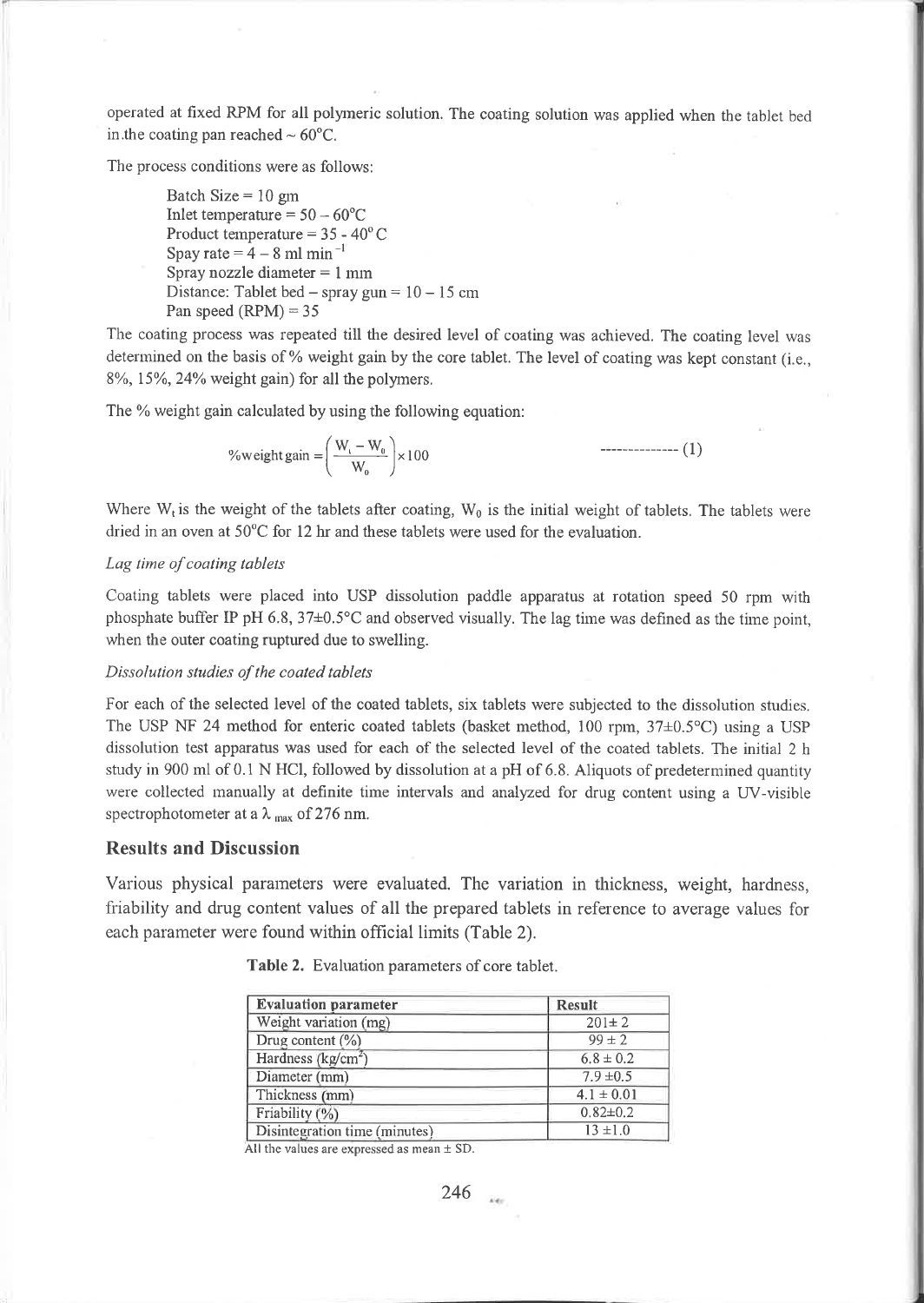operated at fixed RPM for all polymeric solution. The coating solution was applied when the tablet bed in the coating pan reached ~ 60°C.

The process conditions were as follows:

Batch Size = 10 gm
Inlet temperature = 50 – 60°C
Product temperature = 35 - 40° C
Spay rate = 4 – 8 ml min $^{-1}$
Spray nozzle diameter = 1 mm
Distance: Tablet bed – spray gun = 10 – 15 cm
Pan speed (RPM) = 35

The coating process was repeated till the desired level of coating was achieved. The coating level was determined on the basis of % weight gain by the core tablet. The level of coating was kept constant (i.e., 8%, 15%, 24% weight gain) for all the polymers.

The % weight gain calculated by using the following equation:

$$\%\text{weight gain} = \left(\frac{W_t - W_0}{W_0}\right) \times 100 \qquad \text{-------------- (1)}$$

Where $W_t$ is the weight of the tablets after coating, $W_0$ is the initial weight of tablets. The tablets were dried in an oven at 50°C for 12 hr and these tablets were used for the evaluation.

*Lag time of coating tablets*

Coating tablets were placed into USP dissolution paddle apparatus at rotation speed 50 rpm with phosphate buffer IP pH 6.8, 37±0.5°C and observed visually. The lag time was defined as the time point, when the outer coating ruptured due to swelling.

*Dissolution studies of the coated tablets*

For each of the selected level of the coated tablets, six tablets were subjected to the dissolution studies. The USP NF 24 method for enteric coated tablets (basket method, 100 rpm, 37±0.5°C) using a USP dissolution test apparatus was used for each of the selected level of the coated tablets. The initial 2 h study in 900 ml of 0.1 N HCl, followed by dissolution at a pH of 6.8. Aliquots of predetermined quantity were collected manually at definite time intervals and analyzed for drug content using a UV-visible spectrophotometer at a $\lambda_{max}$ of 276 nm.

## Results and Discussion

Various physical parameters were evaluated. The variation in thickness, weight, hardness, friability and drug content values of all the prepared tablets in reference to average values for each parameter were found within official limits (Table 2).

**Table 2.** Evaluation parameters of core tablet.

| Evaluation parameter | Result |
|---|---|
| Weight variation (mg) | 201± 2 |
| Drug content (%) | 99 ± 2 |
| Hardness (kg/cm$^2$) | 6.8 ± 0.2 |
| Diameter (mm) | 7.9 ±0.5 |
| Thickness (mm) | 4.1 ± 0.01 |
| Friability (%) | 0.82±0.2 |
| Disintegration time (minutes) | 13 ±1.0 |

All the values are expressed as mean ± SD.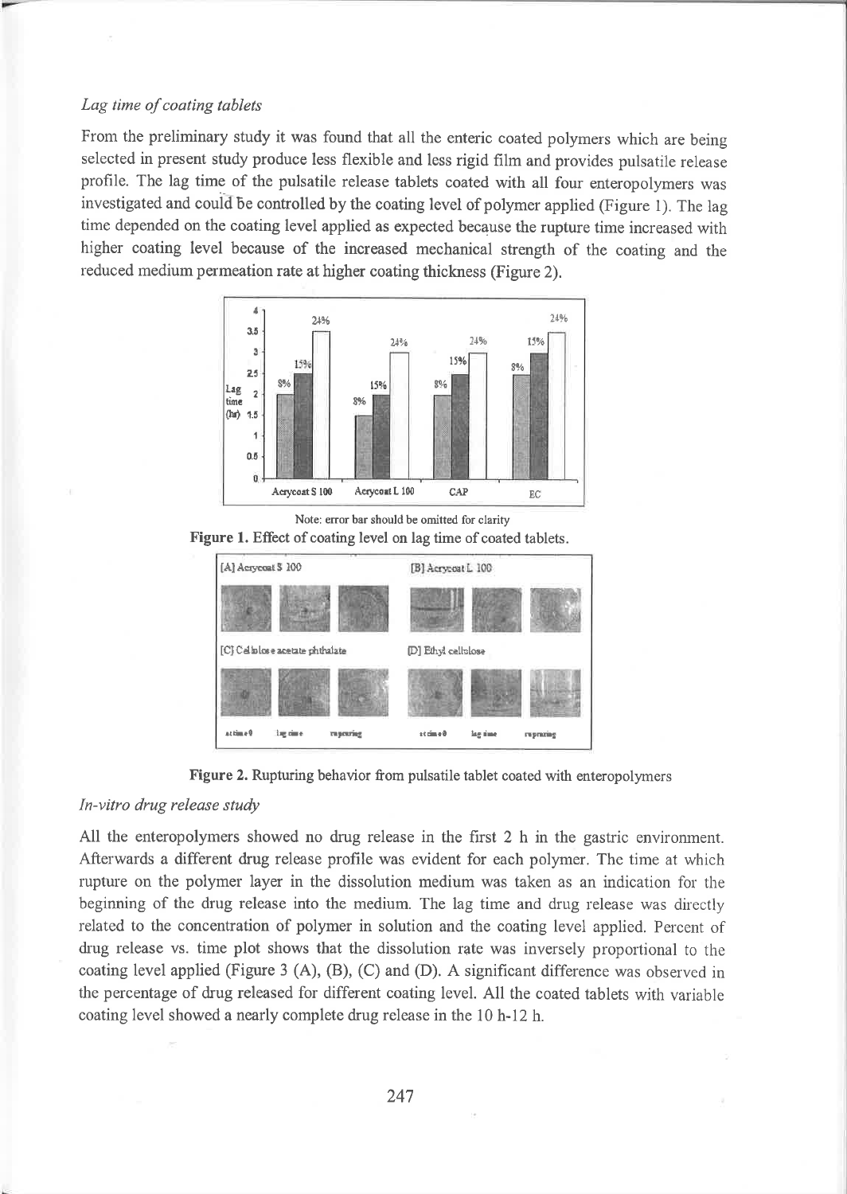*Lag time of coating tablets*

From the preliminary study it was found that all the enteric coated polymers which are being selected in present study produce less flexible and less rigid film and provides pulsatile release profile. The lag time of the pulsatile release tablets coated with all four enteropolymers was investigated and could be controlled by the coating level of polymer applied (Figure 1). The lag time depended on the coating level applied as expected because the rupture time increased with higher coating level because of the increased mechanical strength of the coating and the reduced medium permeation rate at higher coating thickness (Figure 2).

Note: error bar should be omitted for clarity

**Figure 1.** Effect of coating level on lag time of coated tablets.

**Figure 2.** Rupturing behavior from pulsatile tablet coated with enteropolymers

*In-vitro drug release study*

All the enteropolymers showed no drug release in the first 2 h in the gastric environment. Afterwards a different drug release profile was evident for each polymer. The time at which rupture on the polymer layer in the dissolution medium was taken as an indication for the beginning of the drug release into the medium. The lag time and drug release was directly related to the concentration of polymer in solution and the coating level applied. Percent of drug release vs. time plot shows that the dissolution rate was inversely proportional to the coating level applied (Figure 3 (A), (B), (C) and (D). A significant difference was observed in the percentage of drug released for different coating level. All the coated tablets with variable coating level showed a nearly complete drug release in the 10 h-12 h.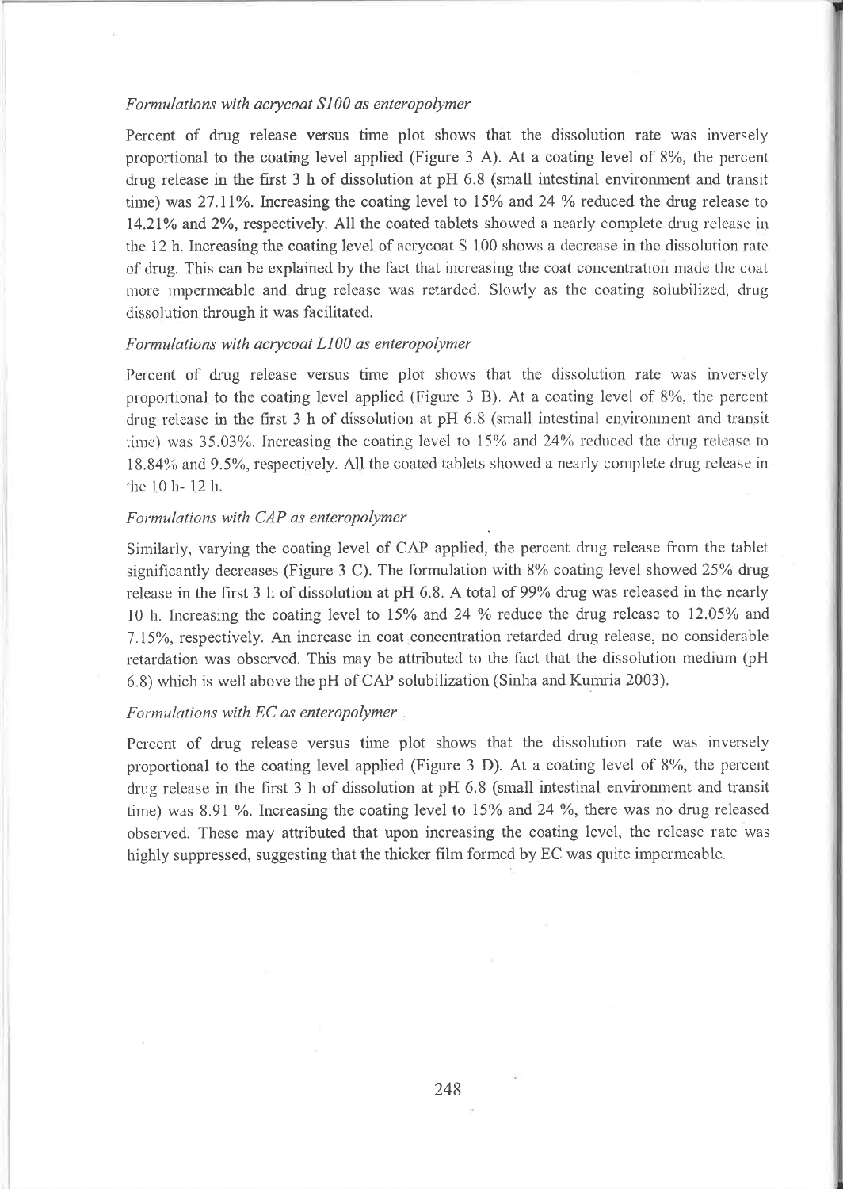*Formulations with acrycoat S100 as enteropolymer*

Percent of drug release versus time plot shows that the dissolution rate was inversely proportional to the coating level applied (Figure 3 A). At a coating level of 8%, the percent drug release in the first 3 h of dissolution at pH 6.8 (small intestinal environment and transit time) was 27.11%. Increasing the coating level to 15% and 24 % reduced the drug release to 14.21% and 2%, respectively. All the coated tablets showed a nearly complete drug release in the 12 h. Increasing the coating level of acrycoat S 100 shows a decrease in the dissolution rate of drug. This can be explained by the fact that increasing the coat concentration made the coat more impermeable and drug release was retarded. Slowly as the coating solubilized, drug dissolution through it was facilitated.

*Formulations with acrycoat L100 as enteropolymer*

Percent of drug release versus time plot shows that the dissolution rate was inversely proportional to the coating level applied (Figure 3 B). At a coating level of 8%, the percent drug release in the first 3 h of dissolution at pH 6.8 (small intestinal environment and transit time) was 35.03%. Increasing the coating level to 15% and 24% reduced the drug release to 18.84% and 9.5%, respectively. All the coated tablets showed a nearly complete drug release in the 10 h- 12 h.

*Formulations with CAP as enteropolymer*

Similarly, varying the coating level of CAP applied, the percent drug release from the tablet significantly decreases (Figure 3 C). The formulation with 8% coating level showed 25% drug release in the first 3 h of dissolution at pH 6.8. A total of 99% drug was released in the nearly 10 h. Increasing the coating level to 15% and 24 % reduce the drug release to 12.05% and 7.15%, respectively. An increase in coat concentration retarded drug release, no considerable retardation was observed. This may be attributed to the fact that the dissolution medium (pH 6.8) which is well above the pH of CAP solubilization (Sinha and Kumria 2003).

*Formulations with EC as enteropolymer*

Percent of drug release versus time plot shows that the dissolution rate was inversely proportional to the coating level applied (Figure 3 D). At a coating level of 8%, the percent drug release in the first 3 h of dissolution at pH 6.8 (small intestinal environment and transit time) was 8.91 %. Increasing the coating level to 15% and 24 %, there was no drug released observed. These may attributed that upon increasing the coating level, the release rate was highly suppressed, suggesting that the thicker film formed by EC was quite impermeable.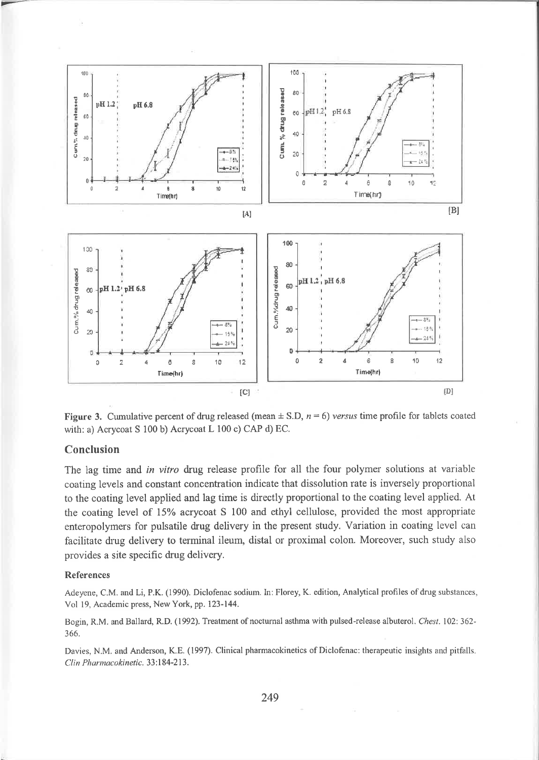Figure 3. Cumulative percent of drug released (mean ± S.D, $n = 6$) *versus* time profile for tablets coated with: a) Acrycoat S 100 b) Acrycoat L 100 c) CAP d) EC.

## Conclusion

The lag time and *in vitro* drug release profile for all the four polymer solutions at variable coating levels and constant concentration indicate that dissolution rate is inversely proportional to the coating level applied and lag time is directly proportional to the coating level applied. At the coating level of 15% acrycoat S 100 and ethyl cellulose, provided the most appropriate enteropolymers for pulsatile drug delivery in the present study. Variation in coating level can facilitate drug delivery to terminal ileum, distal or proximal colon. Moreover, such study also provides a site specific drug delivery.

### References

Adeyene, C.M. and Li, P.K. (1990). Diclofenac sodium. In: Florey, K. edition, Analytical profiles of drug substances, Vol 19, Academic press, New York, pp. 123-144.

Bogin, R.M. and Ballard, R.D. (1992). Treatment of nocturnal asthma with pulsed-release albuterol. *Chest.* 102: 362-366.

Davies, N.M. and Anderson, K.E. (1997). Clinical pharmacokinetics of Diclofenac: therapeutic insights and pitfalls. *Clin Pharmacokinetic.* 33:184-213.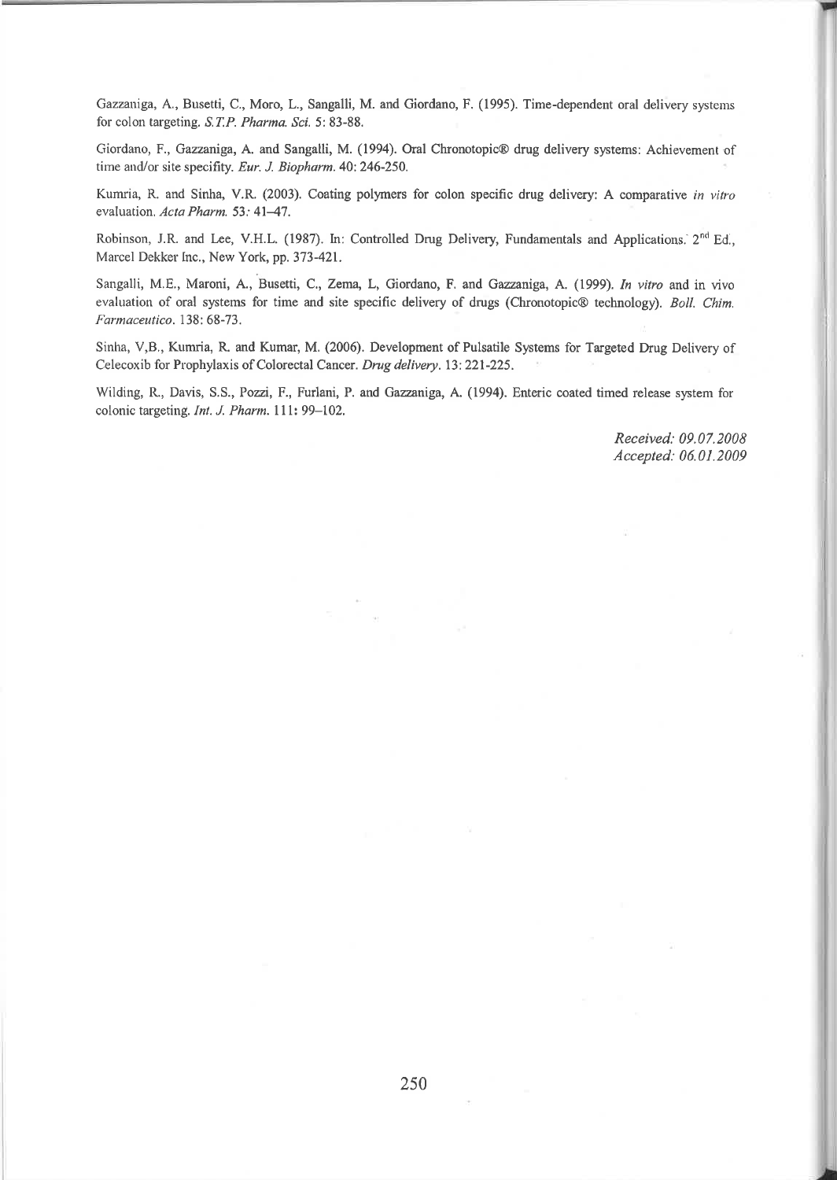Gazzaniga, A., Busetti, C., Moro, L., Sangalli, M. and Giordano, F. (1995). Time-dependent oral delivery systems for colon targeting. *S.T.P. Pharma. Sci.* 5: 83-88.

Giordano, F., Gazzaniga, A. and Sangalli, M. (1994). Oral Chronotopic® drug delivery systems: Achievement of time and/or site specifity. *Eur. J. Biopharm.* 40: 246-250.

Kumria, R. and Sinha, V.R. (2003). Coating polymers for colon specific drug delivery: A comparative *in vitro* evaluation. *Acta Pharm.* 53: 41–47.

Robinson, J.R. and Lee, V.H.L. (1987). In: Controlled Drug Delivery, Fundamentals and Applications. 2nd Ed., Marcel Dekker Inc., New York, pp. 373-421.

Sangalli, M.E., Maroni, A., Busetti, C., Zema, L, Giordano, F. and Gazzaniga, A. (1999). *In vitro* and in vivo evaluation of oral systems for time and site specific delivery of drugs (Chronotopic® technology). *Boll. Chim. Farmaceutico*. 138: 68-73.

Sinha, V,B., Kumria, R. and Kumar, M. (2006). Development of Pulsatile Systems for Targeted Drug Delivery of Celecoxib for Prophylaxis of Colorectal Cancer. *Drug delivery*. 13: 221-225.

Wilding, R., Davis, S.S., Pozzi, F., Furlani, P. and Gazzaniga, A. (1994). Enteric coated timed release system for colonic targeting. *Int. J. Pharm.* 111: 99–102.

*Received: 09.07.2008*
*Accepted: 06.01.2009*